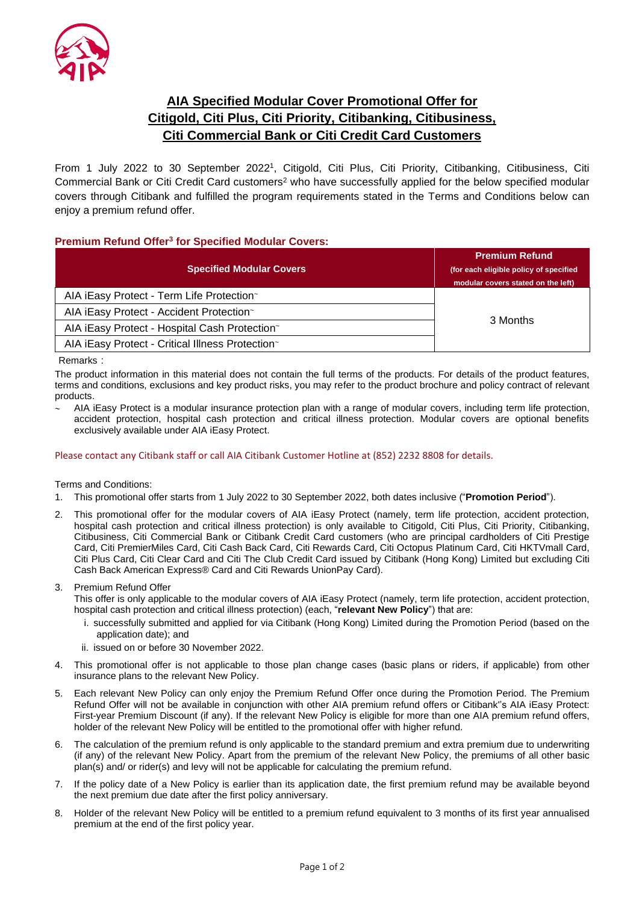# AIA Specified Modular Cover Promotional Offer for Citigold, Citi Plus, Citi Priority, Citibanking, Citibusiness, Citi Commercial Bank or Citi Credit Card Customers

From 1 July 2022 to 30 September 2022[1], Citigold, Citi Plus, Citi Priority, Citibanking, Citibusiness, Citi Commercial Bank or Citi Credit Card customers[2] who have successfully applied for the below specified modular covers through Citibank and fulfilled the program requirements stated in the Terms and Conditions below can enjoy a premium refund offer.

### Premium Refund Offer[3] for Specified Modular Covers:

| Specified Modular Covers | Premium Refund (for each eligible policy of specified modular covers stated on the left) |
|---|---|
| AIA iEasy Protect - Term Life Protection~ | 3 Months |
| AIA iEasy Protect - Accident Protection~ | |
| AIA iEasy Protect - Hospital Cash Protection~ | |
| AIA iEasy Protect - Critical Illness Protection~ | |

Remarks：

The product information in this material does not contain the full terms of the products. For details of the product features, terms and conditions, exclusions and key product risks, you may refer to the product brochure and policy contract of relevant products.

~ AIA iEasy Protect is a modular insurance protection plan with a range of modular covers, including term life protection, accident protection, hospital cash protection and critical illness protection. Modular covers are optional benefits exclusively available under AIA iEasy Protect.

Please contact any Citibank staff or call AIA Citibank Customer Hotline at (852) 2232 8808 for details.

Terms and Conditions:

1. This promotional offer starts from 1 July 2022 to 30 September 2022, both dates inclusive ("**Promotion Period**").
2. This promotional offer for the modular covers of AIA iEasy Protect (namely, term life protection, accident protection, hospital cash protection and critical illness protection) is only available to Citigold, Citi Plus, Citi Priority, Citibanking, Citibusiness, Citi Commercial Bank or Citibank Credit Card customers (who are principal cardholders of Citi Prestige Card, Citi PremierMiles Card, Citi Cash Back Card, Citi Rewards Card, Citi Octopus Platinum Card, Citi HKTVmall Card, Citi Plus Card, Citi Clear Card and Citi The Club Credit Card issued by Citibank (Hong Kong) Limited but excluding Citi Cash Back American Express® Card and Citi Rewards UnionPay Card).
3. Premium Refund Offer
   This offer is only applicable to the modular covers of AIA iEasy Protect (namely, term life protection, accident protection, hospital cash protection and critical illness protection) (each, "**relevant New Policy**") that are:
   i. successfully submitted and applied for via Citibank (Hong Kong) Limited during the Promotion Period (based on the application date); and
   ii. issued on or before 30 November 2022.
4. This promotional offer is not applicable to those plan change cases (basic plans or riders, if applicable) from other insurance plans to the relevant New Policy.
5. Each relevant New Policy can only enjoy the Premium Refund Offer once during the Promotion Period. The Premium Refund Offer will not be available in conjunction with other AIA premium refund offers or Citibank"s AIA iEasy Protect: First-year Premium Discount (if any). If the relevant New Policy is eligible for more than one AIA premium refund offers, holder of the relevant New Policy will be entitled to the promotional offer with higher refund.
6. The calculation of the premium refund is only applicable to the standard premium and extra premium due to underwriting (if any) of the relevant New Policy. Apart from the premium of the relevant New Policy, the premiums of all other basic plan(s) and/ or rider(s) and levy will not be applicable for calculating the premium refund.
7. If the policy date of a New Policy is earlier than its application date, the first premium refund may be available beyond the next premium due date after the first policy anniversary.
8. Holder of the relevant New Policy will be entitled to a premium refund equivalent to 3 months of its first year annualised premium at the end of the first policy year.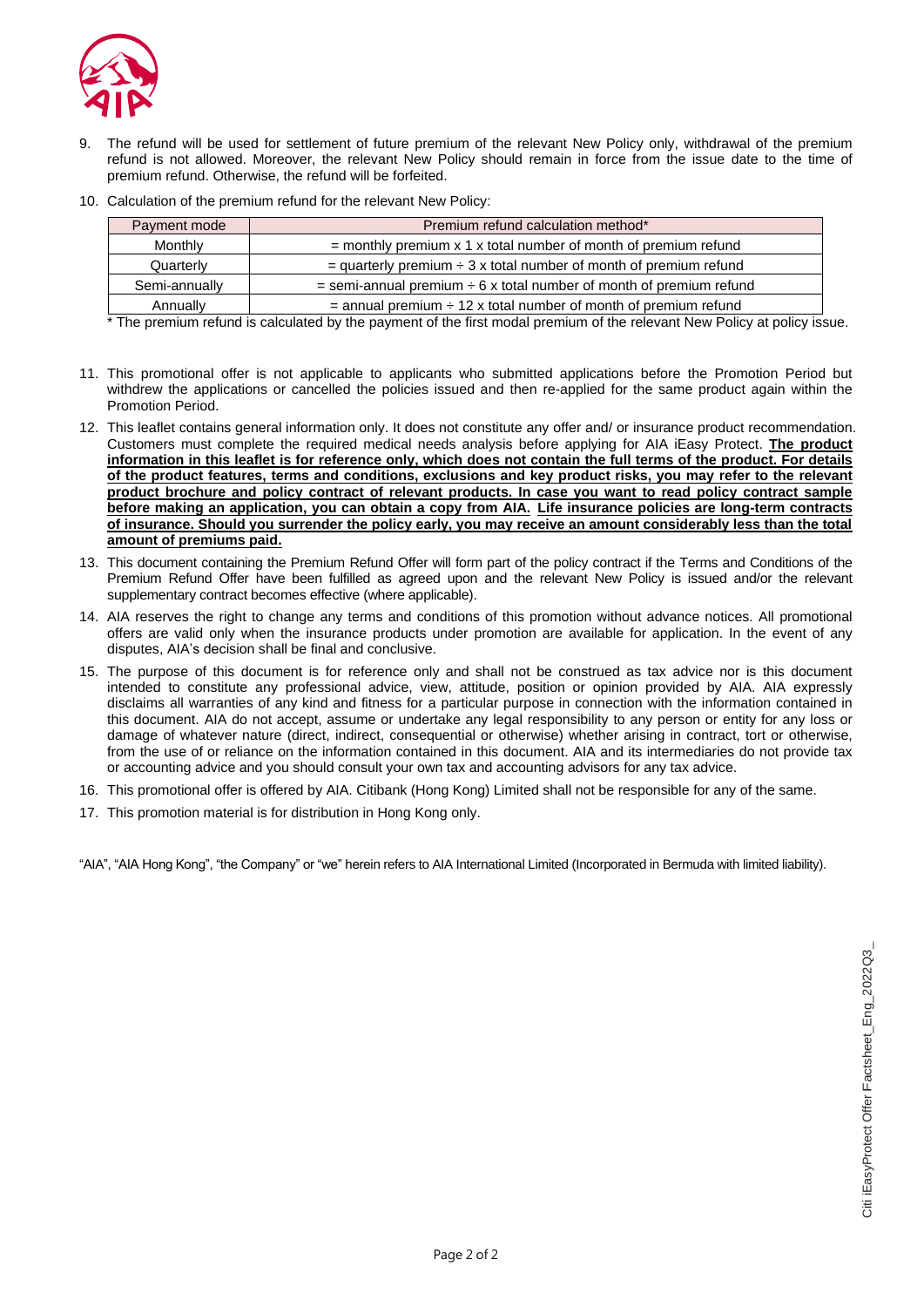9. The refund will be used for settlement of future premium of the relevant New Policy only, withdrawal of the premium refund is not allowed. Moreover, the relevant New Policy should remain in force from the issue date to the time of premium refund. Otherwise, the refund will be forfeited.

10. Calculation of the premium refund for the relevant New Policy:

| Payment mode | Premium refund calculation method* |
|---|---|
| Monthly | = monthly premium x 1 x total number of month of premium refund |
| Quarterly | = quarterly premium ÷ 3 x total number of month of premium refund |
| Semi-annually | = semi-annual premium ÷ 6 x total number of month of premium refund |
| Annually | = annual premium ÷ 12 x total number of month of premium refund |

\* The premium refund is calculated by the payment of the first modal premium of the relevant New Policy at policy issue.

11. This promotional offer is not applicable to applicants who submitted applications before the Promotion Period but withdrew the applications or cancelled the policies issued and then re-applied for the same product again within the Promotion Period.

12. This leaflet contains general information only. It does not constitute any offer and/ or insurance product recommendation. Customers must complete the required medical needs analysis before applying for AIA iEasy Protect. **<u>The product information in this leaflet is for reference only, which does not contain the full terms of the product. For details of the product features, terms and conditions, exclusions and key product risks, you may refer to the relevant product brochure and policy contract of relevant products. In case you want to read policy contract sample before making an application, you can obtain a copy from AIA.</u>** **<u>Life insurance policies are long-term contracts of insurance. Should you surrender the policy early, you may receive an amount considerably less than the total amount of premiums paid.</u>**

13. This document containing the Premium Refund Offer will form part of the policy contract if the Terms and Conditions of the Premium Refund Offer have been fulfilled as agreed upon and the relevant New Policy is issued and/or the relevant supplementary contract becomes effective (where applicable).

14. AIA reserves the right to change any terms and conditions of this promotion without advance notices. All promotional offers are valid only when the insurance products under promotion are available for application. In the event of any disputes, AIA's decision shall be final and conclusive.

15. The purpose of this document is for reference only and shall not be construed as tax advice nor is this document intended to constitute any professional advice, view, attitude, position or opinion provided by AIA. AIA expressly disclaims all warranties of any kind and fitness for a particular purpose in connection with the information contained in this document. AIA do not accept, assume or undertake any legal responsibility to any person or entity for any loss or damage of whatever nature (direct, indirect, consequential or otherwise) whether arising in contract, tort or otherwise, from the use of or reliance on the information contained in this document. AIA and its intermediaries do not provide tax or accounting advice and you should consult your own tax and accounting advisors for any tax advice.

16. This promotional offer is offered by AIA. Citibank (Hong Kong) Limited shall not be responsible for any of the same.

17. This promotion material is for distribution in Hong Kong only.

"AIA", "AIA Hong Kong", "the Company" or "we" herein refers to AIA International Limited (Incorporated in Bermuda with limited liability).

Citi iEasyProtect Offer Factsheet_Eng_2022Q3_